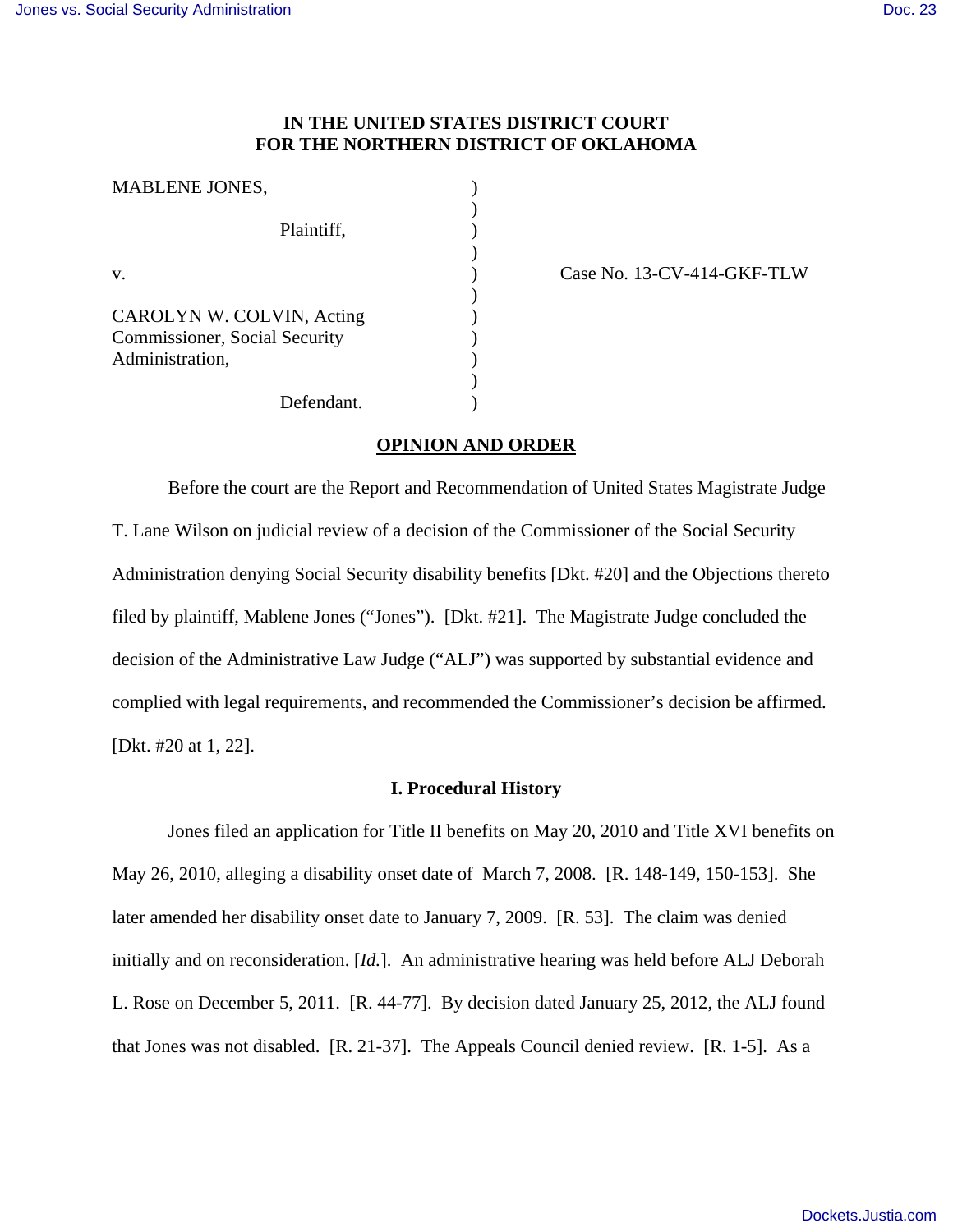**IN THE UNITED STATES DISTRICT COURT**
**FOR THE NORTHERN DISTRICT OF OKLAHOMA**

MABLENE JONES,

Plaintiff,

v.

CAROLYN W. COLVIN, Acting Commissioner, Social Security Administration,

Defendant.

Case No. 13-CV-414-GKF-TLW

**OPINION AND ORDER**

Before the court are the Report and Recommendation of United States Magistrate Judge T. Lane Wilson on judicial review of a decision of the Commissioner of the Social Security Administration denying Social Security disability benefits [Dkt. #20] and the Objections thereto filed by plaintiff, Mablene Jones ("Jones"). [Dkt. #21]. The Magistrate Judge concluded the decision of the Administrative Law Judge ("ALJ") was supported by substantial evidence and complied with legal requirements, and recommended the Commissioner's decision be affirmed. [Dkt. #20 at 1, 22].

**I. Procedural History**

Jones filed an application for Title II benefits on May 20, 2010 and Title XVI benefits on May 26, 2010, alleging a disability onset date of March 7, 2008. [R. 148-149, 150-153]. She later amended her disability onset date to January 7, 2009. [R. 53]. The claim was denied initially and on reconsideration. [*Id.*]. An administrative hearing was held before ALJ Deborah L. Rose on December 5, 2011. [R. 44-77]. By decision dated January 25, 2012, the ALJ found that Jones was not disabled. [R. 21-37]. The Appeals Council denied review. [R. 1-5]. As a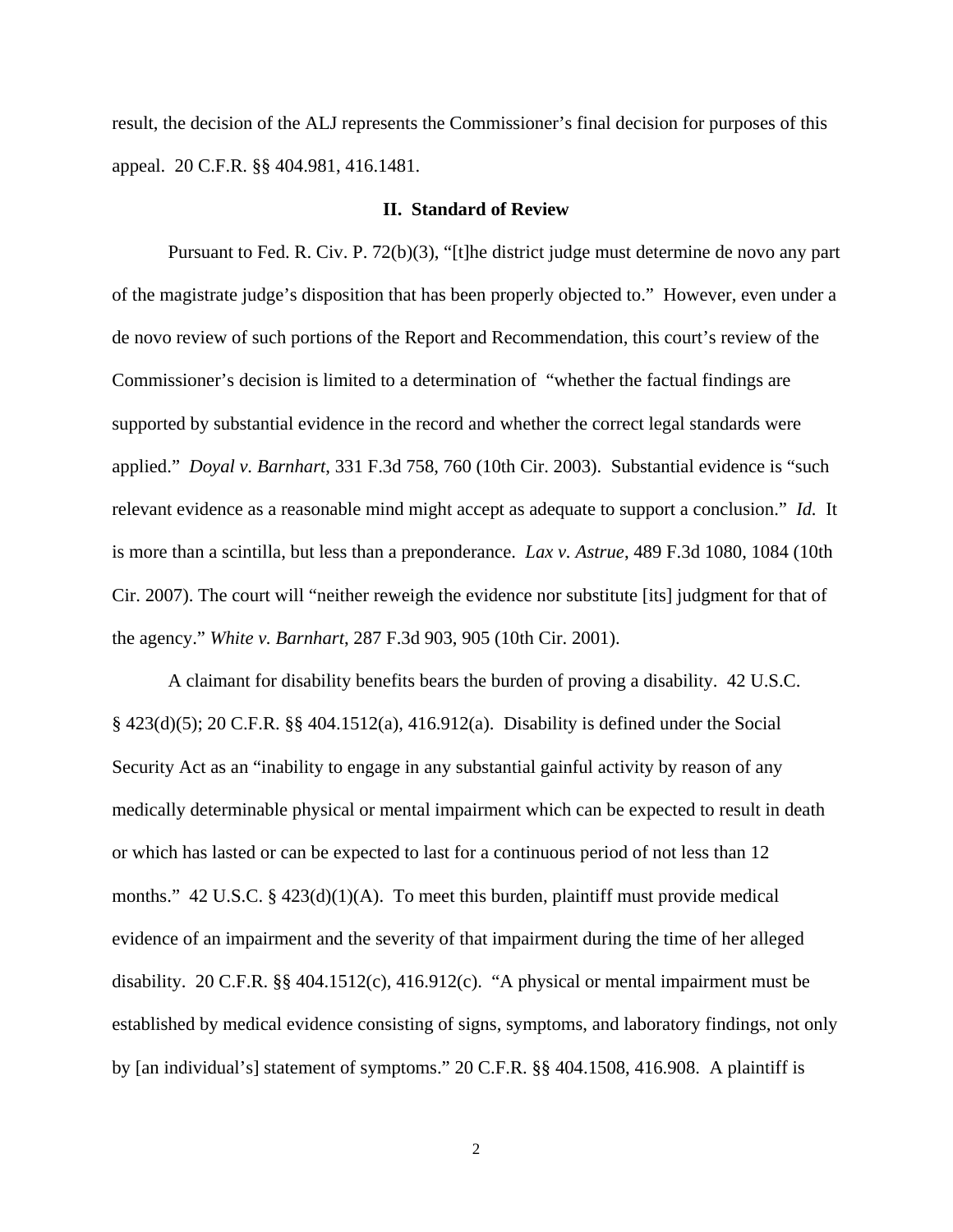result, the decision of the ALJ represents the Commissioner's final decision for purposes of this appeal. 20 C.F.R. §§ 404.981, 416.1481.

## II. Standard of Review

Pursuant to Fed. R. Civ. P. 72(b)(3), "[t]he district judge must determine de novo any part of the magistrate judge's disposition that has been properly objected to." However, even under a de novo review of such portions of the Report and Recommendation, this court's review of the Commissioner's decision is limited to a determination of "whether the factual findings are supported by substantial evidence in the record and whether the correct legal standards were applied." *Doyal v. Barnhart*, 331 F.3d 758, 760 (10th Cir. 2003). Substantial evidence is "such relevant evidence as a reasonable mind might accept as adequate to support a conclusion." *Id.* It is more than a scintilla, but less than a preponderance. *Lax v. Astrue*, 489 F.3d 1080, 1084 (10th Cir. 2007). The court will "neither reweigh the evidence nor substitute [its] judgment for that of the agency." *White v. Barnhart*, 287 F.3d 903, 905 (10th Cir. 2001).

A claimant for disability benefits bears the burden of proving a disability. 42 U.S.C. § 423(d)(5); 20 C.F.R. §§ 404.1512(a), 416.912(a). Disability is defined under the Social Security Act as an "inability to engage in any substantial gainful activity by reason of any medically determinable physical or mental impairment which can be expected to result in death or which has lasted or can be expected to last for a continuous period of not less than 12 months." 42 U.S.C. § 423(d)(1)(A). To meet this burden, plaintiff must provide medical evidence of an impairment and the severity of that impairment during the time of her alleged disability. 20 C.F.R. §§ 404.1512(c), 416.912(c). "A physical or mental impairment must be established by medical evidence consisting of signs, symptoms, and laboratory findings, not only by [an individual's] statement of symptoms." 20 C.F.R. §§ 404.1508, 416.908. A plaintiff is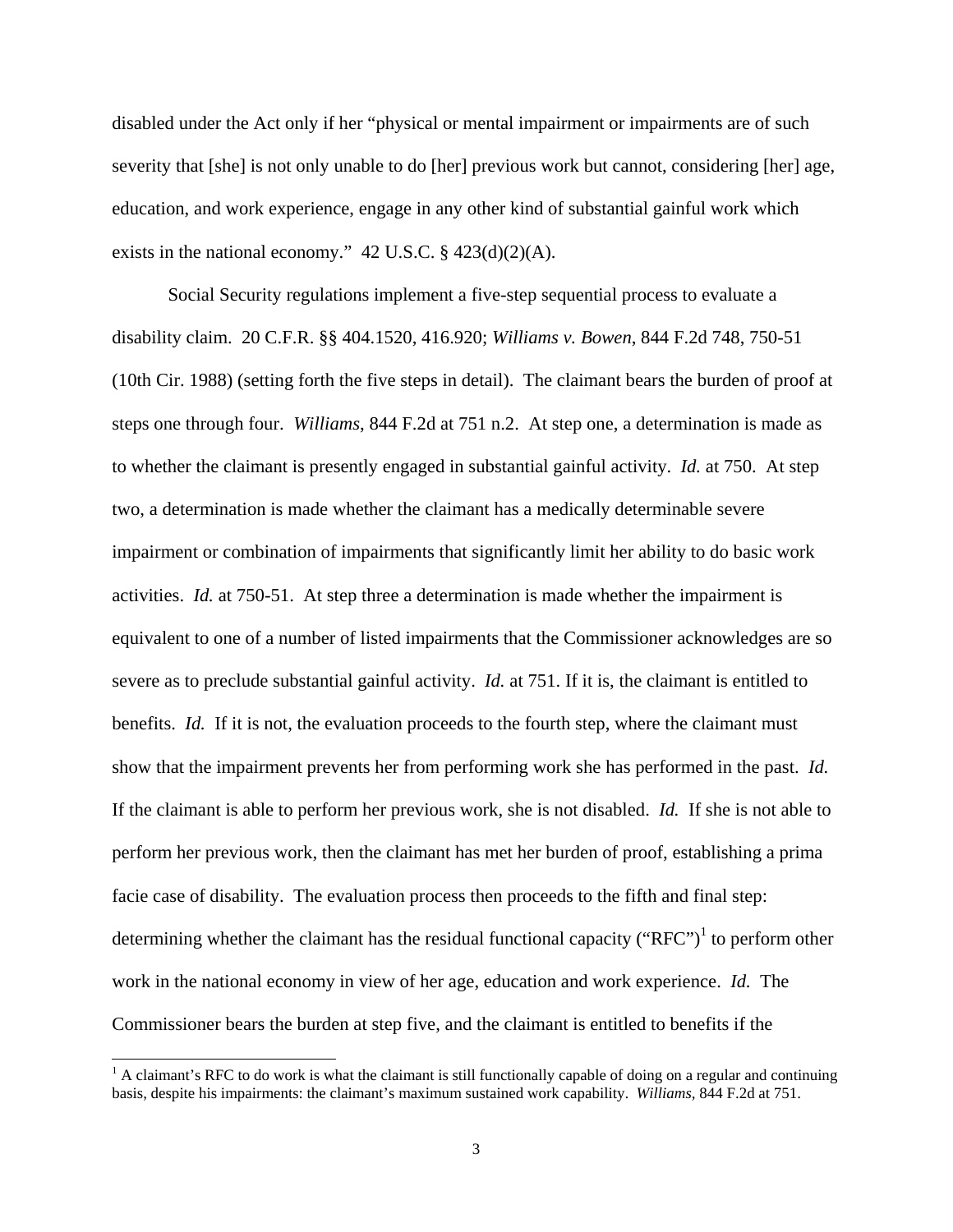disabled under the Act only if her "physical or mental impairment or impairments are of such severity that [she] is not only unable to do [her] previous work but cannot, considering [her] age, education, and work experience, engage in any other kind of substantial gainful work which exists in the national economy." 42 U.S.C. § 423(d)(2)(A).

Social Security regulations implement a five-step sequential process to evaluate a disability claim. 20 C.F.R. §§ 404.1520, 416.920; *Williams v. Bowen*, 844 F.2d 748, 750-51 (10th Cir. 1988) (setting forth the five steps in detail). The claimant bears the burden of proof at steps one through four. *Williams*, 844 F.2d at 751 n.2. At step one, a determination is made as to whether the claimant is presently engaged in substantial gainful activity. *Id.* at 750. At step two, a determination is made whether the claimant has a medically determinable severe impairment or combination of impairments that significantly limit her ability to do basic work activities. *Id.* at 750-51. At step three a determination is made whether the impairment is equivalent to one of a number of listed impairments that the Commissioner acknowledges are so severe as to preclude substantial gainful activity. *Id.* at 751. If it is, the claimant is entitled to benefits. *Id.* If it is not, the evaluation proceeds to the fourth step, where the claimant must show that the impairment prevents her from performing work she has performed in the past. *Id.* If the claimant is able to perform her previous work, she is not disabled. *Id.* If she is not able to perform her previous work, then the claimant has met her burden of proof, establishing a prima facie case of disability. The evaluation process then proceeds to the fifth and final step: determining whether the claimant has the residual functional capacity ("RFC")[1] to perform other work in the national economy in view of her age, education and work experience. *Id.* The Commissioner bears the burden at step five, and the claimant is entitled to benefits if the

[1] A claimant's RFC to do work is what the claimant is still functionally capable of doing on a regular and continuing basis, despite his impairments: the claimant's maximum sustained work capability. *Williams*, 844 F.2d at 751.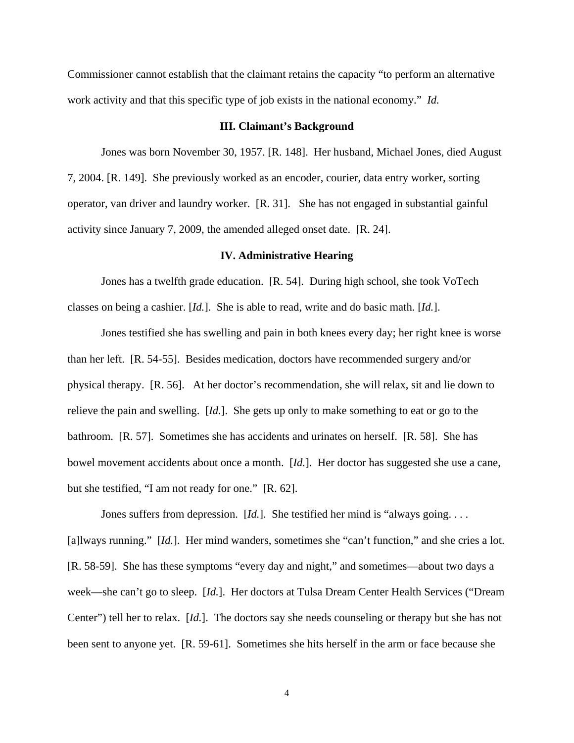Commissioner cannot establish that the claimant retains the capacity "to perform an alternative work activity and that this specific type of job exists in the national economy." *Id.*

## III. Claimant's Background

Jones was born November 30, 1957. [R. 148]. Her husband, Michael Jones, died August 7, 2004. [R. 149]. She previously worked as an encoder, courier, data entry worker, sorting operator, van driver and laundry worker. [R. 31]. She has not engaged in substantial gainful activity since January 7, 2009, the amended alleged onset date. [R. 24].

## IV. Administrative Hearing

Jones has a twelfth grade education. [R. 54]. During high school, she took VoTech classes on being a cashier. [*Id.*]. She is able to read, write and do basic math. [*Id.*].

Jones testified she has swelling and pain in both knees every day; her right knee is worse than her left. [R. 54-55]. Besides medication, doctors have recommended surgery and/or physical therapy. [R. 56]. At her doctor's recommendation, she will relax, sit and lie down to relieve the pain and swelling. [*Id.*]. She gets up only to make something to eat or go to the bathroom. [R. 57]. Sometimes she has accidents and urinates on herself. [R. 58]. She has bowel movement accidents about once a month. [*Id.*]. Her doctor has suggested she use a cane, but she testified, "I am not ready for one." [R. 62].

Jones suffers from depression. [*Id.*]. She testified her mind is "always going. . . . [a]lways running." [*Id.*]. Her mind wanders, sometimes she "can't function," and she cries a lot. [R. 58-59]. She has these symptoms "every day and night," and sometimes—about two days a week—she can't go to sleep. [*Id.*]. Her doctors at Tulsa Dream Center Health Services ("Dream Center") tell her to relax. [*Id.*]. The doctors say she needs counseling or therapy but she has not been sent to anyone yet. [R. 59-61]. Sometimes she hits herself in the arm or face because she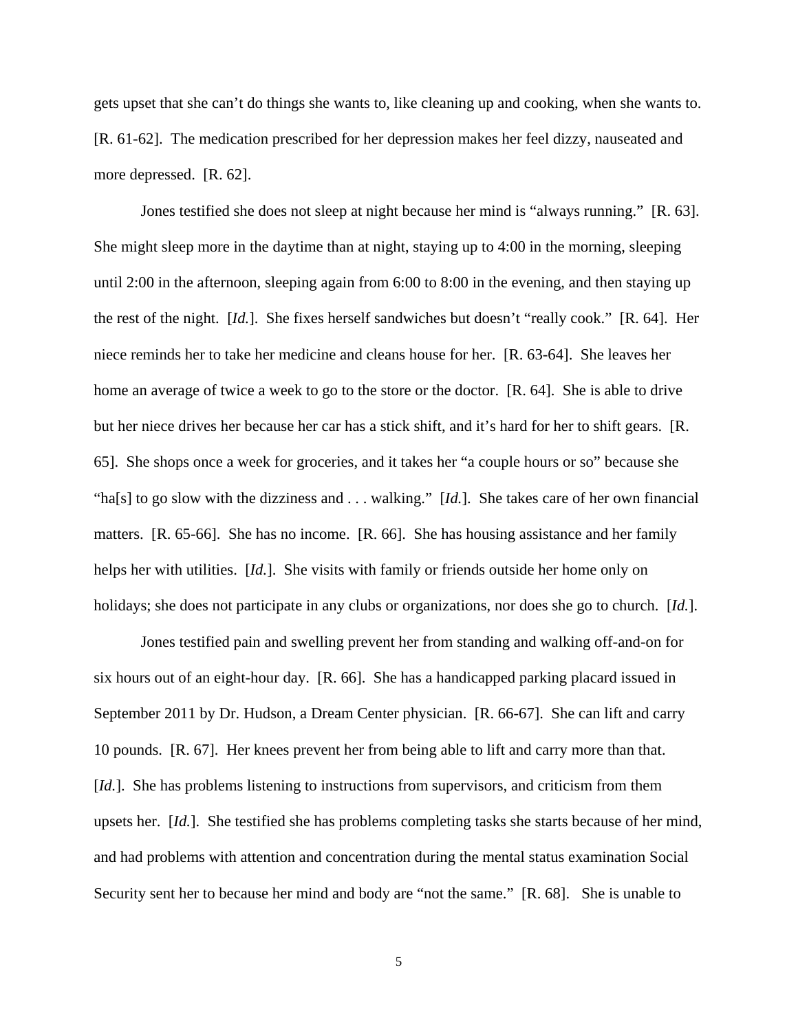gets upset that she can't do things she wants to, like cleaning up and cooking, when she wants to. [R. 61-62]. The medication prescribed for her depression makes her feel dizzy, nauseated and more depressed. [R. 62].

Jones testified she does not sleep at night because her mind is "always running." [R. 63]. She might sleep more in the daytime than at night, staying up to 4:00 in the morning, sleeping until 2:00 in the afternoon, sleeping again from 6:00 to 8:00 in the evening, and then staying up the rest of the night. [*Id.*]. She fixes herself sandwiches but doesn't "really cook." [R. 64]. Her niece reminds her to take her medicine and cleans house for her. [R. 63-64]. She leaves her home an average of twice a week to go to the store or the doctor. [R. 64]. She is able to drive but her niece drives her because her car has a stick shift, and it's hard for her to shift gears. [R. 65]. She shops once a week for groceries, and it takes her "a couple hours or so" because she "ha[s] to go slow with the dizziness and . . . walking." [*Id.*]. She takes care of her own financial matters. [R. 65-66]. She has no income. [R. 66]. She has housing assistance and her family helps her with utilities. [*Id.*]. She visits with family or friends outside her home only on holidays; she does not participate in any clubs or organizations, nor does she go to church. [*Id.*].

Jones testified pain and swelling prevent her from standing and walking off-and-on for six hours out of an eight-hour day. [R. 66]. She has a handicapped parking placard issued in September 2011 by Dr. Hudson, a Dream Center physician. [R. 66-67]. She can lift and carry 10 pounds. [R. 67]. Her knees prevent her from being able to lift and carry more than that. [*Id.*]. She has problems listening to instructions from supervisors, and criticism from them upsets her. [*Id.*]. She testified she has problems completing tasks she starts because of her mind, and had problems with attention and concentration during the mental status examination Social Security sent her to because her mind and body are "not the same." [R. 68]. She is unable to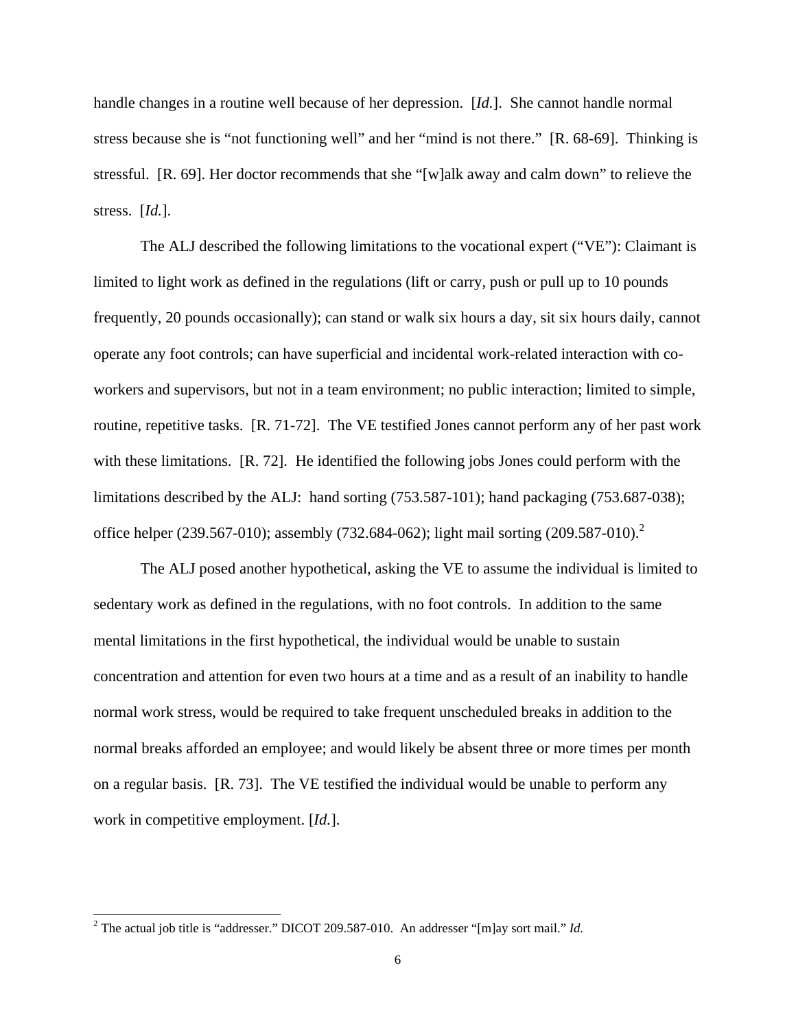handle changes in a routine well because of her depression. [*Id.*]. She cannot handle normal stress because she is "not functioning well" and her "mind is not there." [R. 68-69]. Thinking is stressful. [R. 69]. Her doctor recommends that she "[w]alk away and calm down" to relieve the stress. [*Id.*].

The ALJ described the following limitations to the vocational expert ("VE"): Claimant is limited to light work as defined in the regulations (lift or carry, push or pull up to 10 pounds frequently, 20 pounds occasionally); can stand or walk six hours a day, sit six hours daily, cannot operate any foot controls; can have superficial and incidental work-related interaction with co-workers and supervisors, but not in a team environment; no public interaction; limited to simple, routine, repetitive tasks. [R. 71-72]. The VE testified Jones cannot perform any of her past work with these limitations. [R. 72]. He identified the following jobs Jones could perform with the limitations described by the ALJ: hand sorting (753.587-101); hand packaging (753.687-038); office helper (239.567-010); assembly (732.684-062); light mail sorting (209.587-010).[2]

The ALJ posed another hypothetical, asking the VE to assume the individual is limited to sedentary work as defined in the regulations, with no foot controls. In addition to the same mental limitations in the first hypothetical, the individual would be unable to sustain concentration and attention for even two hours at a time and as a result of an inability to handle normal work stress, would be required to take frequent unscheduled breaks in addition to the normal breaks afforded an employee; and would likely be absent three or more times per month on a regular basis. [R. 73]. The VE testified the individual would be unable to perform any work in competitive employment. [*Id.*].

[2] The actual job title is "addresser." DICOT 209.587-010. An addresser "[m]ay sort mail." *Id.*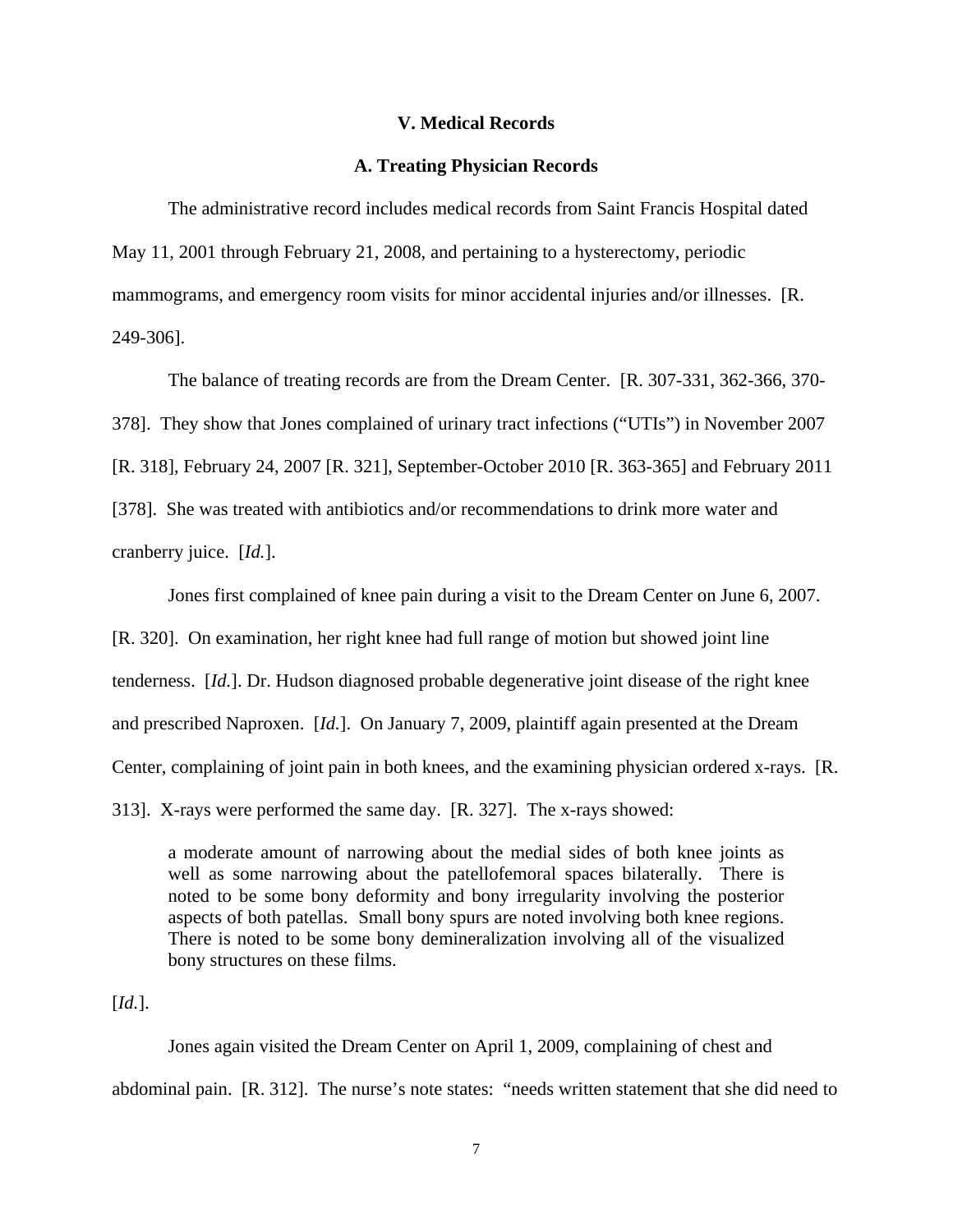## V. Medical Records

### A. Treating Physician Records

The administrative record includes medical records from Saint Francis Hospital dated May 11, 2001 through February 21, 2008, and pertaining to a hysterectomy, periodic mammograms, and emergency room visits for minor accidental injuries and/or illnesses. [R. 249-306].

The balance of treating records are from the Dream Center. [R. 307-331, 362-366, 370-378]. They show that Jones complained of urinary tract infections ("UTIs") in November 2007 [R. 318], February 24, 2007 [R. 321], September-October 2010 [R. 363-365] and February 2011 [378]. She was treated with antibiotics and/or recommendations to drink more water and cranberry juice. [*Id.*].

Jones first complained of knee pain during a visit to the Dream Center on June 6, 2007. [R. 320]. On examination, her right knee had full range of motion but showed joint line tenderness. [*Id.*]. Dr. Hudson diagnosed probable degenerative joint disease of the right knee and prescribed Naproxen. [*Id.*]. On January 7, 2009, plaintiff again presented at the Dream Center, complaining of joint pain in both knees, and the examining physician ordered x-rays. [R. 313]. X-rays were performed the same day. [R. 327]. The x-rays showed:

> a moderate amount of narrowing about the medial sides of both knee joints as well as some narrowing about the patellofemoral spaces bilaterally. There is noted to be some bony deformity and bony irregularity involving the posterior aspects of both patellas. Small bony spurs are noted involving both knee regions. There is noted to be some bony demineralization involving all of the visualized bony structures on these films.

[*Id.*].

Jones again visited the Dream Center on April 1, 2009, complaining of chest and abdominal pain. [R. 312]. The nurse's note states: "needs written statement that she did need to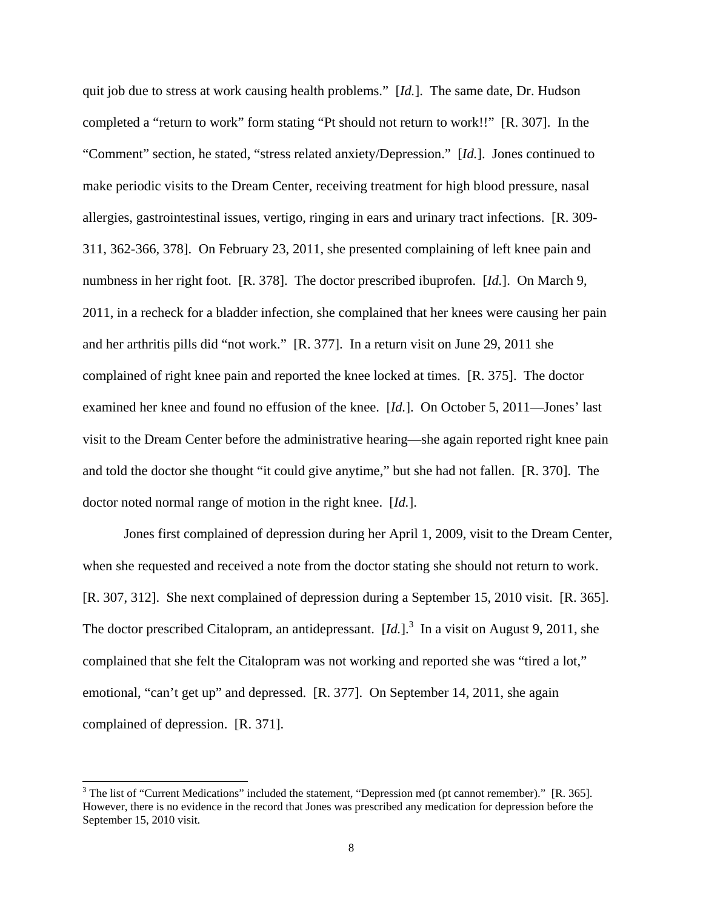quit job due to stress at work causing health problems." [*Id.*]. The same date, Dr. Hudson completed a "return to work" form stating "Pt should not return to work!!" [R. 307]. In the "Comment" section, he stated, "stress related anxiety/Depression." [*Id.*]. Jones continued to make periodic visits to the Dream Center, receiving treatment for high blood pressure, nasal allergies, gastrointestinal issues, vertigo, ringing in ears and urinary tract infections. [R. 309-311, 362-366, 378]. On February 23, 2011, she presented complaining of left knee pain and numbness in her right foot. [R. 378]. The doctor prescribed ibuprofen. [*Id.*]. On March 9, 2011, in a recheck for a bladder infection, she complained that her knees were causing her pain and her arthritis pills did "not work." [R. 377]. In a return visit on June 29, 2011 she complained of right knee pain and reported the knee locked at times. [R. 375]. The doctor examined her knee and found no effusion of the knee. [*Id.*]. On October 5, 2011—Jones' last visit to the Dream Center before the administrative hearing—she again reported right knee pain and told the doctor she thought "it could give anytime," but she had not fallen. [R. 370]. The doctor noted normal range of motion in the right knee. [*Id.*].

Jones first complained of depression during her April 1, 2009, visit to the Dream Center, when she requested and received a note from the doctor stating she should not return to work. [R. 307, 312]. She next complained of depression during a September 15, 2010 visit. [R. 365]. The doctor prescribed Citalopram, an antidepressant. [*Id.*].[3] In a visit on August 9, 2011, she complained that she felt the Citalopram was not working and reported she was "tired a lot," emotional, "can't get up" and depressed. [R. 377]. On September 14, 2011, she again complained of depression. [R. 371].

---

[3] The list of "Current Medications" included the statement, "Depression med (pt cannot remember)." [R. 365]. However, there is no evidence in the record that Jones was prescribed any medication for depression before the September 15, 2010 visit.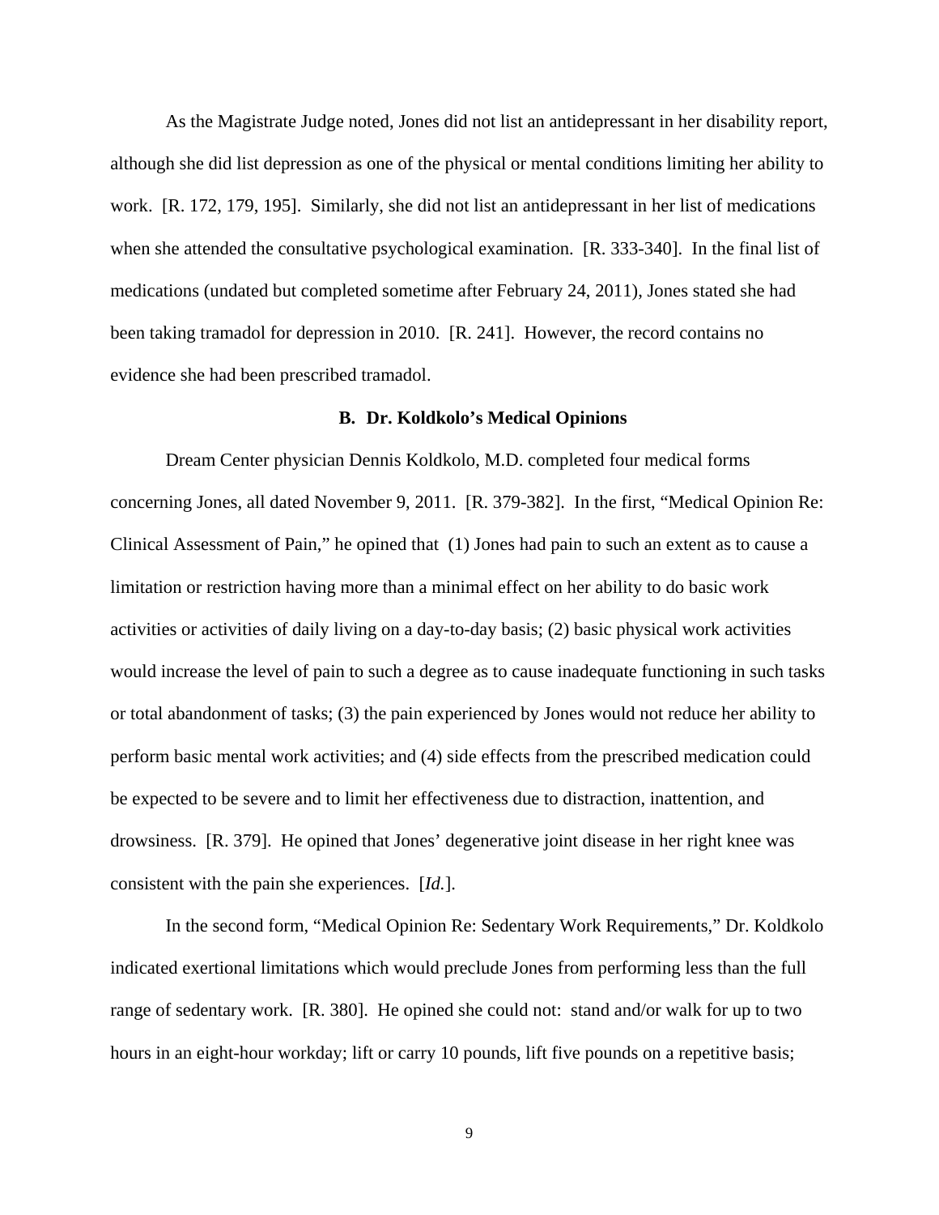As the Magistrate Judge noted, Jones did not list an antidepressant in her disability report, although she did list depression as one of the physical or mental conditions limiting her ability to work. [R. 172, 179, 195]. Similarly, she did not list an antidepressant in her list of medications when she attended the consultative psychological examination. [R. 333-340]. In the final list of medications (undated but completed sometime after February 24, 2011), Jones stated she had been taking tramadol for depression in 2010. [R. 241]. However, the record contains no evidence she had been prescribed tramadol.

**B. Dr. Koldkolo's Medical Opinions**

Dream Center physician Dennis Koldkolo, M.D. completed four medical forms concerning Jones, all dated November 9, 2011. [R. 379-382]. In the first, "Medical Opinion Re: Clinical Assessment of Pain," he opined that (1) Jones had pain to such an extent as to cause a limitation or restriction having more than a minimal effect on her ability to do basic work activities or activities of daily living on a day-to-day basis; (2) basic physical work activities would increase the level of pain to such a degree as to cause inadequate functioning in such tasks or total abandonment of tasks; (3) the pain experienced by Jones would not reduce her ability to perform basic mental work activities; and (4) side effects from the prescribed medication could be expected to be severe and to limit her effectiveness due to distraction, inattention, and drowsiness. [R. 379]. He opined that Jones' degenerative joint disease in her right knee was consistent with the pain she experiences. [*Id.*].

In the second form, "Medical Opinion Re: Sedentary Work Requirements," Dr. Koldkolo indicated exertional limitations which would preclude Jones from performing less than the full range of sedentary work. [R. 380]. He opined she could not: stand and/or walk for up to two hours in an eight-hour workday; lift or carry 10 pounds, lift five pounds on a repetitive basis;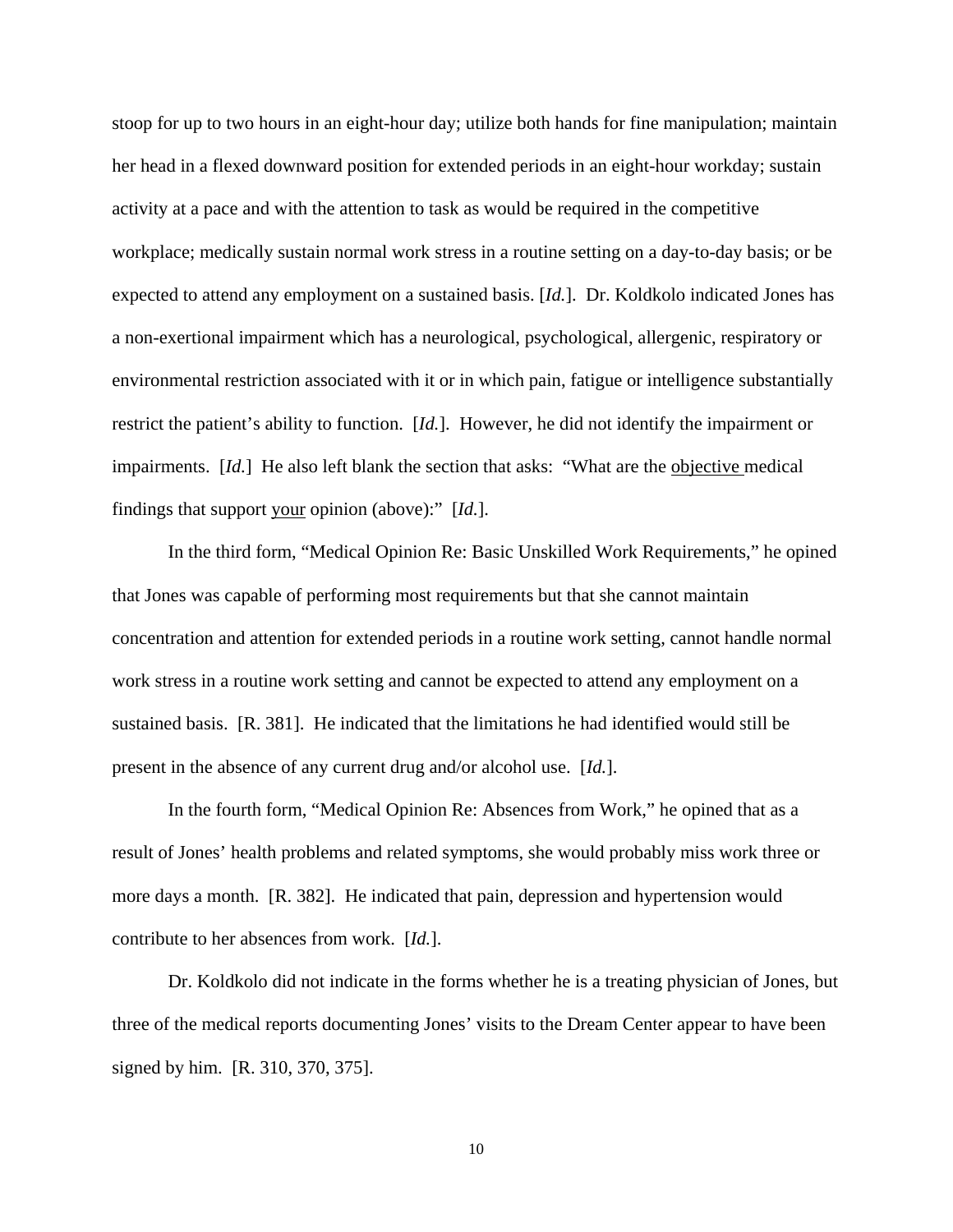stoop for up to two hours in an eight-hour day; utilize both hands for fine manipulation; maintain her head in a flexed downward position for extended periods in an eight-hour workday; sustain activity at a pace and with the attention to task as would be required in the competitive workplace; medically sustain normal work stress in a routine setting on a day-to-day basis; or be expected to attend any employment on a sustained basis. [*Id.*]. Dr. Koldkolo indicated Jones has a non-exertional impairment which has a neurological, psychological, allergenic, respiratory or environmental restriction associated with it or in which pain, fatigue or intelligence substantially restrict the patient's ability to function. [*Id.*]. However, he did not identify the impairment or impairments. [*Id.*] He also left blank the section that asks: "What are the <u>objective</u> medical findings that support <u>your</u> opinion (above):" [*Id.*].

In the third form, "Medical Opinion Re: Basic Unskilled Work Requirements," he opined that Jones was capable of performing most requirements but that she cannot maintain concentration and attention for extended periods in a routine work setting, cannot handle normal work stress in a routine work setting and cannot be expected to attend any employment on a sustained basis. [R. 381]. He indicated that the limitations he had identified would still be present in the absence of any current drug and/or alcohol use. [*Id.*].

In the fourth form, "Medical Opinion Re: Absences from Work," he opined that as a result of Jones' health problems and related symptoms, she would probably miss work three or more days a month. [R. 382]. He indicated that pain, depression and hypertension would contribute to her absences from work. [*Id.*].

Dr. Koldkolo did not indicate in the forms whether he is a treating physician of Jones, but three of the medical reports documenting Jones' visits to the Dream Center appear to have been signed by him. [R. 310, 370, 375].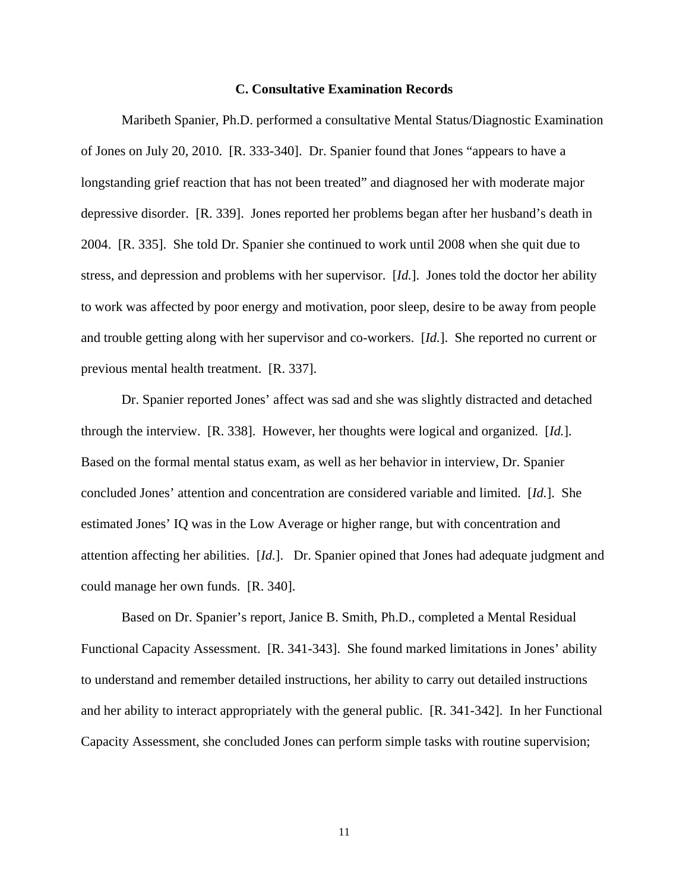### C. Consultative Examination Records

Maribeth Spanier, Ph.D. performed a consultative Mental Status/Diagnostic Examination of Jones on July 20, 2010. [R. 333-340]. Dr. Spanier found that Jones "appears to have a longstanding grief reaction that has not been treated" and diagnosed her with moderate major depressive disorder. [R. 339]. Jones reported her problems began after her husband's death in 2004. [R. 335]. She told Dr. Spanier she continued to work until 2008 when she quit due to stress, and depression and problems with her supervisor. [*Id.*]. Jones told the doctor her ability to work was affected by poor energy and motivation, poor sleep, desire to be away from people and trouble getting along with her supervisor and co-workers. [*Id.*]. She reported no current or previous mental health treatment. [R. 337].

Dr. Spanier reported Jones' affect was sad and she was slightly distracted and detached through the interview. [R. 338]. However, her thoughts were logical and organized. [*Id.*]. Based on the formal mental status exam, as well as her behavior in interview, Dr. Spanier concluded Jones' attention and concentration are considered variable and limited. [*Id.*]. She estimated Jones' IQ was in the Low Average or higher range, but with concentration and attention affecting her abilities. [*Id.*]. Dr. Spanier opined that Jones had adequate judgment and could manage her own funds. [R. 340].

Based on Dr. Spanier's report, Janice B. Smith, Ph.D., completed a Mental Residual Functional Capacity Assessment. [R. 341-343]. She found marked limitations in Jones' ability to understand and remember detailed instructions, her ability to carry out detailed instructions and her ability to interact appropriately with the general public. [R. 341-342]. In her Functional Capacity Assessment, she concluded Jones can perform simple tasks with routine supervision;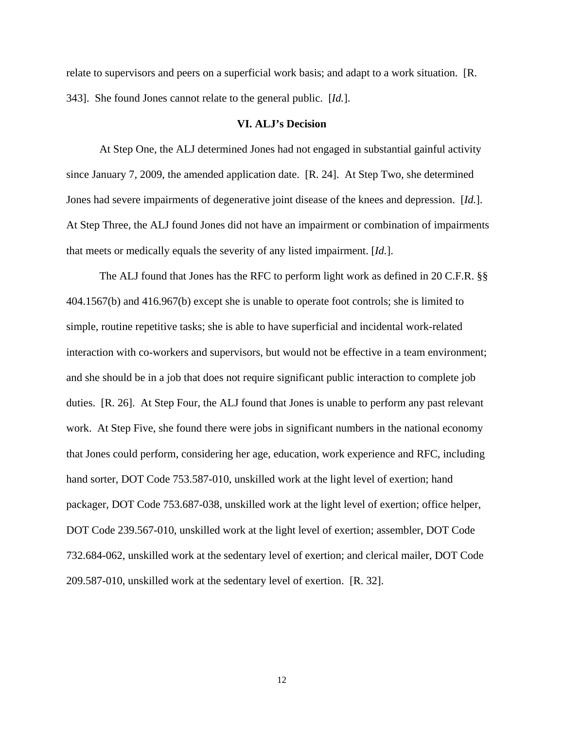relate to supervisors and peers on a superficial work basis; and adapt to a work situation. [R. 343]. She found Jones cannot relate to the general public. [*Id.*].

### VI. ALJ's Decision

At Step One, the ALJ determined Jones had not engaged in substantial gainful activity since January 7, 2009, the amended application date. [R. 24]. At Step Two, she determined Jones had severe impairments of degenerative joint disease of the knees and depression. [*Id.*]. At Step Three, the ALJ found Jones did not have an impairment or combination of impairments that meets or medically equals the severity of any listed impairment. [*Id.*].

The ALJ found that Jones has the RFC to perform light work as defined in 20 C.F.R. §§ 404.1567(b) and 416.967(b) except she is unable to operate foot controls; she is limited to simple, routine repetitive tasks; she is able to have superficial and incidental work-related interaction with co-workers and supervisors, but would not be effective in a team environment; and she should be in a job that does not require significant public interaction to complete job duties. [R. 26]. At Step Four, the ALJ found that Jones is unable to perform any past relevant work. At Step Five, she found there were jobs in significant numbers in the national economy that Jones could perform, considering her age, education, work experience and RFC, including hand sorter, DOT Code 753.587-010, unskilled work at the light level of exertion; hand packager, DOT Code 753.687-038, unskilled work at the light level of exertion; office helper, DOT Code 239.567-010, unskilled work at the light level of exertion; assembler, DOT Code 732.684-062, unskilled work at the sedentary level of exertion; and clerical mailer, DOT Code 209.587-010, unskilled work at the sedentary level of exertion. [R. 32].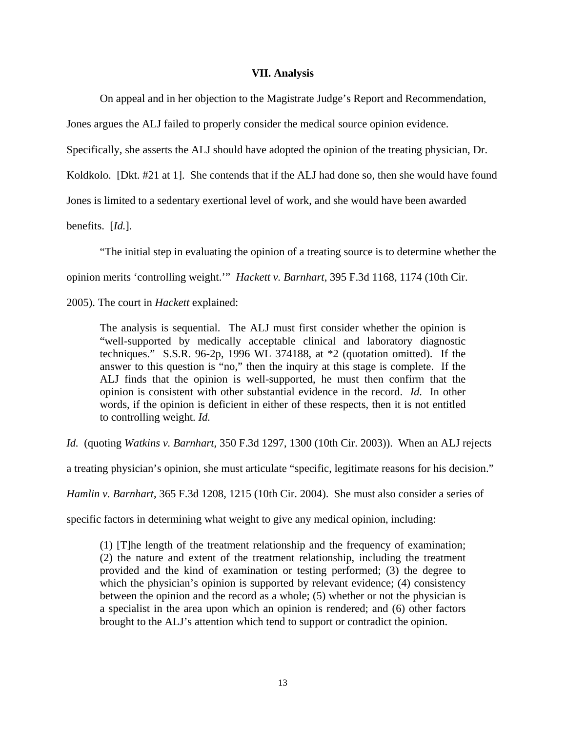### VII. Analysis

On appeal and in her objection to the Magistrate Judge's Report and Recommendation, Jones argues the ALJ failed to properly consider the medical source opinion evidence. Specifically, she asserts the ALJ should have adopted the opinion of the treating physician, Dr. Koldkolo. [Dkt. #21 at 1]. She contends that if the ALJ had done so, then she would have found Jones is limited to a sedentary exertional level of work, and she would have been awarded benefits. [*Id.*].

"The initial step in evaluating the opinion of a treating source is to determine whether the opinion merits 'controlling weight.'" *Hackett v. Barnhart*, 395 F.3d 1168, 1174 (10th Cir. 2005). The court in *Hackett* explained:

> The analysis is sequential. The ALJ must first consider whether the opinion is "well-supported by medically acceptable clinical and laboratory diagnostic techniques." S.S.R. 96-2p, 1996 WL 374188, at *2 (quotation omitted). If the answer to this question is "no," then the inquiry at this stage is complete. If the ALJ finds that the opinion is well-supported, he must then confirm that the opinion is consistent with other substantial evidence in the record. *Id.* In other words, if the opinion is deficient in either of these respects, then it is not entitled to controlling weight. *Id.*

*Id.* (quoting *Watkins v. Barnhart*, 350 F.3d 1297, 1300 (10th Cir. 2003)). When an ALJ rejects a treating physician's opinion, she must articulate "specific, legitimate reasons for his decision." *Hamlin v. Barnhart*, 365 F.3d 1208, 1215 (10th Cir. 2004). She must also consider a series of specific factors in determining what weight to give any medical opinion, including:

> (1) [T]he length of the treatment relationship and the frequency of examination; (2) the nature and extent of the treatment relationship, including the treatment provided and the kind of examination or testing performed; (3) the degree to which the physician's opinion is supported by relevant evidence; (4) consistency between the opinion and the record as a whole; (5) whether or not the physician is a specialist in the area upon which an opinion is rendered; and (6) other factors brought to the ALJ's attention which tend to support or contradict the opinion.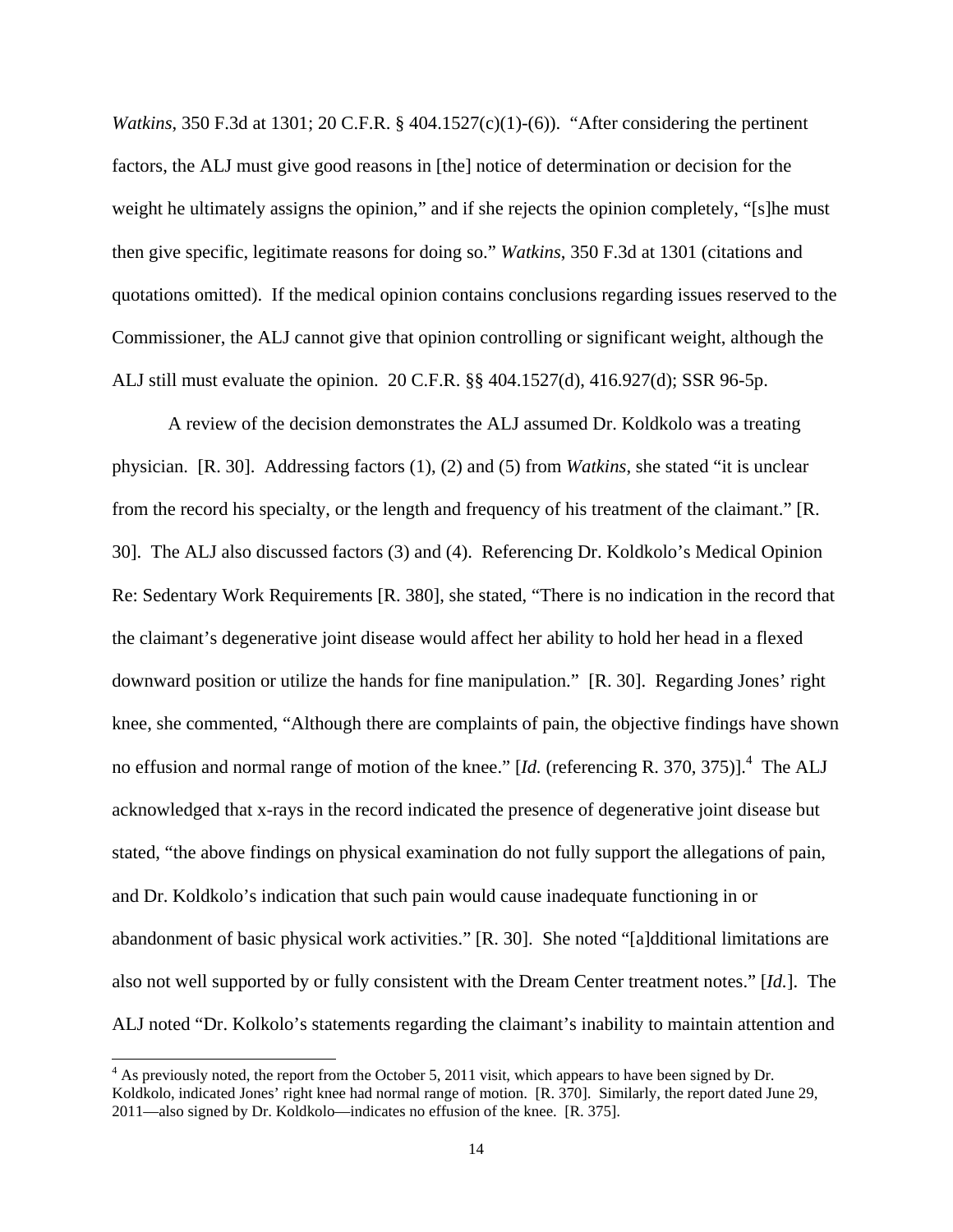*Watkins*, 350 F.3d at 1301; 20 C.F.R. § 404.1527(c)(1)-(6)). "After considering the pertinent factors, the ALJ must give good reasons in [the] notice of determination or decision for the weight he ultimately assigns the opinion," and if she rejects the opinion completely, "[s]he must then give specific, legitimate reasons for doing so." *Watkins*, 350 F.3d at 1301 (citations and quotations omitted). If the medical opinion contains conclusions regarding issues reserved to the Commissioner, the ALJ cannot give that opinion controlling or significant weight, although the ALJ still must evaluate the opinion. 20 C.F.R. §§ 404.1527(d), 416.927(d); SSR 96-5p.

A review of the decision demonstrates the ALJ assumed Dr. Koldkolo was a treating physician. [R. 30]. Addressing factors (1), (2) and (5) from *Watkins*, she stated "it is unclear from the record his specialty, or the length and frequency of his treatment of the claimant." [R. 30]. The ALJ also discussed factors (3) and (4). Referencing Dr. Koldkolo's Medical Opinion Re: Sedentary Work Requirements [R. 380], she stated, "There is no indication in the record that the claimant's degenerative joint disease would affect her ability to hold her head in a flexed downward position or utilize the hands for fine manipulation." [R. 30]. Regarding Jones' right knee, she commented, "Although there are complaints of pain, the objective findings have shown no effusion and normal range of motion of the knee." [*Id.* (referencing R. 370, 375)].[4] The ALJ acknowledged that x-rays in the record indicated the presence of degenerative joint disease but stated, "the above findings on physical examination do not fully support the allegations of pain, and Dr. Koldkolo's indication that such pain would cause inadequate functioning in or abandonment of basic physical work activities." [R. 30]. She noted "[a]dditional limitations are also not well supported by or fully consistent with the Dream Center treatment notes." [*Id.*]. The ALJ noted "Dr. Kolkolo's statements regarding the claimant's inability to maintain attention and

---

[4] As previously noted, the report from the October 5, 2011 visit, which appears to have been signed by Dr. Koldkolo, indicated Jones' right knee had normal range of motion. [R. 370]. Similarly, the report dated June 29, 2011—also signed by Dr. Koldkolo—indicates no effusion of the knee. [R. 375].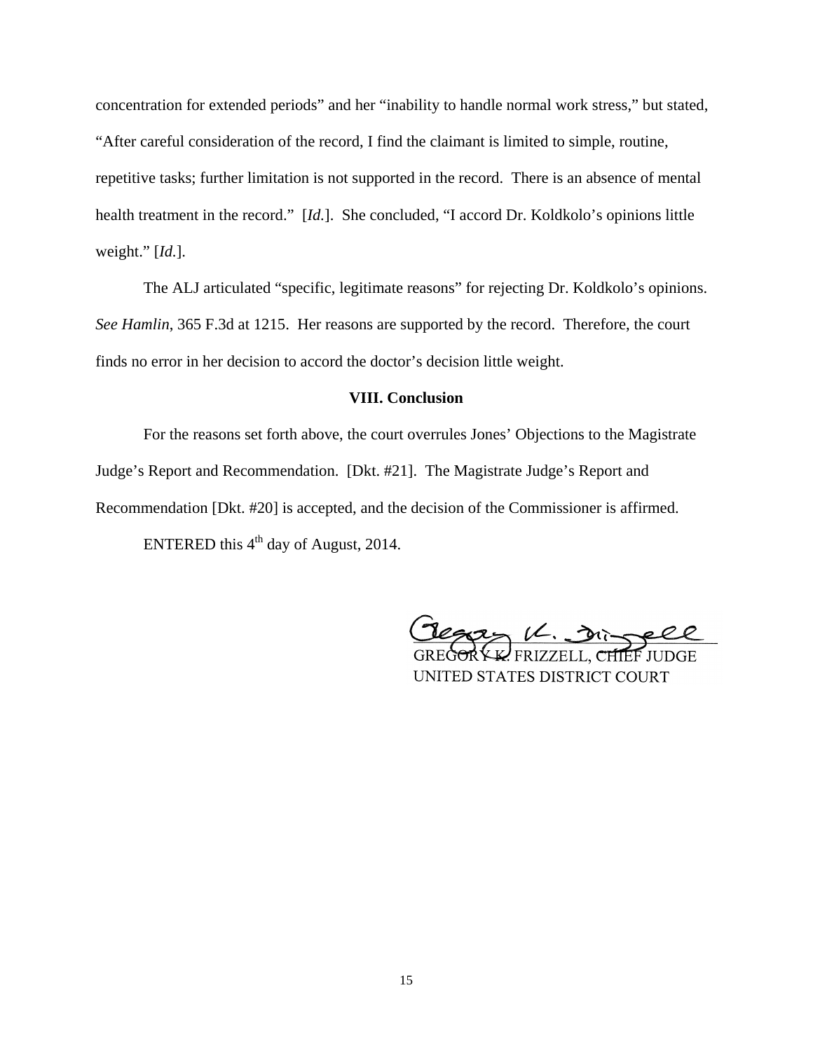concentration for extended periods" and her "inability to handle normal work stress," but stated, "After careful consideration of the record, I find the claimant is limited to simple, routine, repetitive tasks; further limitation is not supported in the record. There is an absence of mental health treatment in the record." [*Id.*]. She concluded, "I accord Dr. Koldkolo's opinions little weight." [*Id.*].

The ALJ articulated "specific, legitimate reasons" for rejecting Dr. Koldkolo's opinions. *See Hamlin*, 365 F.3d at 1215. Her reasons are supported by the record. Therefore, the court finds no error in her decision to accord the doctor's decision little weight.

## VIII. Conclusion

For the reasons set forth above, the court overrules Jones' Objections to the Magistrate Judge's Report and Recommendation. [Dkt. #21]. The Magistrate Judge's Report and Recommendation [Dkt. #20] is accepted, and the decision of the Commissioner is affirmed.

ENTERED this 4th day of August, 2014.

GREGORY K. FRIZZELL, CHIEF JUDGE
UNITED STATES DISTRICT COURT